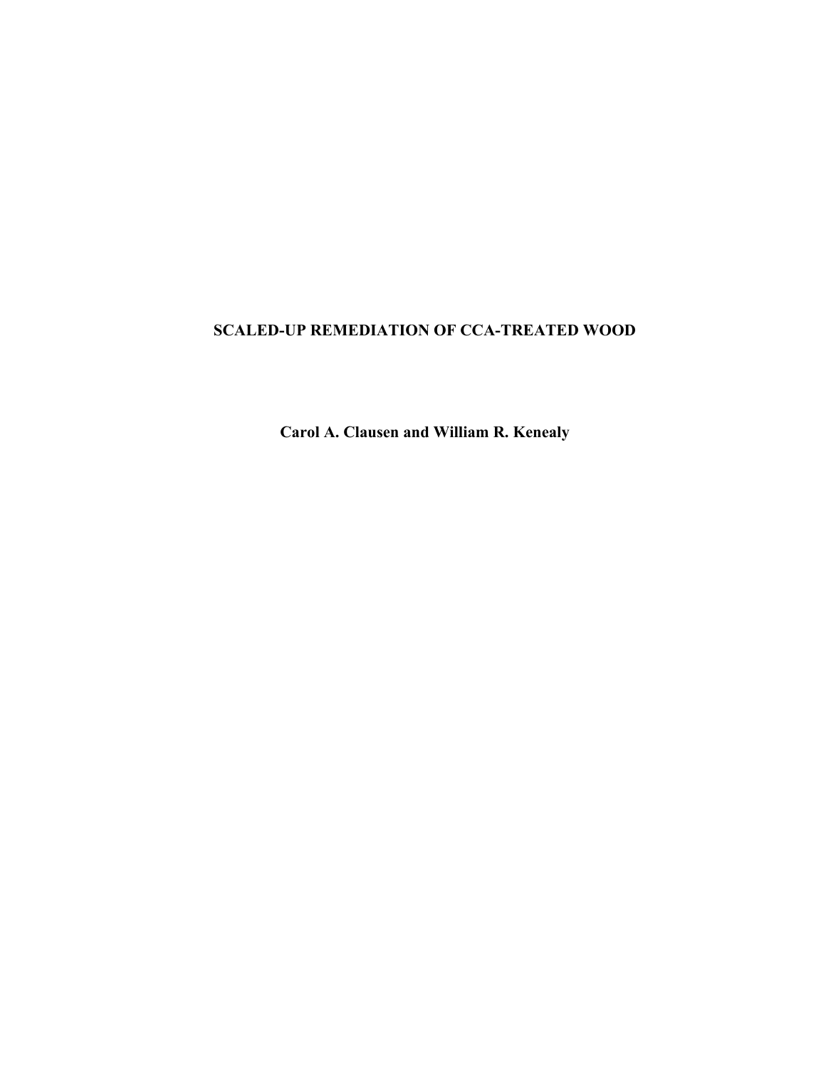# SCALED-UP REMEDIATION OF CCA-TREATED WOOD

**Carol A. Clausen and William R. Kenealy**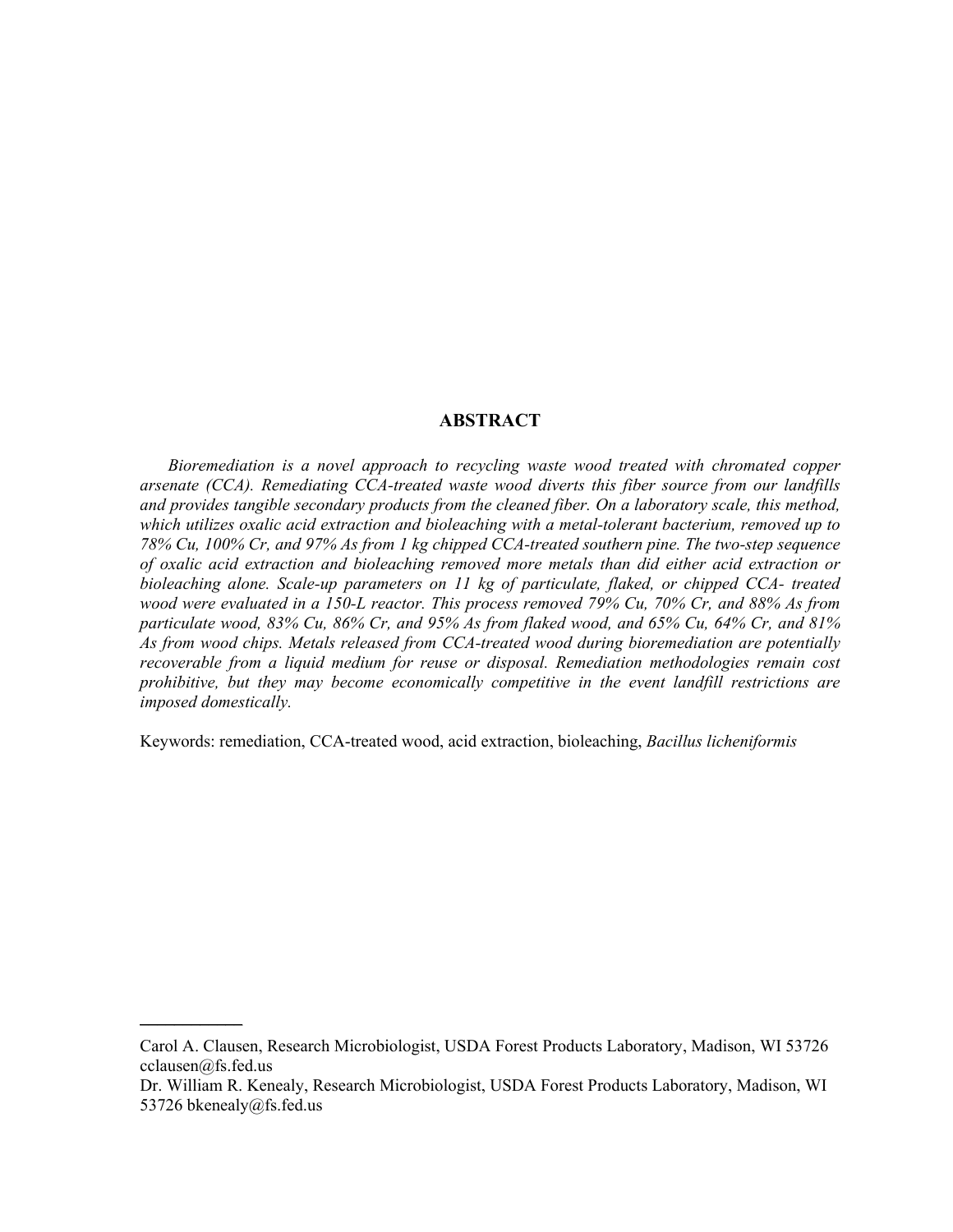## ABSTRACT

*Bioremediation is a novel approach to recycling waste wood treated with chromated copper arsenate (CCA). Remediating CCA-treated waste wood diverts this fiber source from our landfills and provides tangible secondary products from the cleaned fiber. On a laboratory scale, this method, which utilizes oxalic acid extraction and bioleaching with a metal-tolerant bacterium, removed up to 78% Cu, 100% Cr, and 97% As from 1 kg chipped CCA-treated southern pine. The two-step sequence of oxalic acid extraction and bioleaching removed more metals than did either acid extraction or bioleaching alone. Scale-up parameters on 11 kg of particulate, flaked, or chipped CCA- treated wood were evaluated in a 150-L reactor. This process removed 79% Cu, 70% Cr, and 88% As from particulate wood, 83% Cu, 86% Cr, and 95% As from flaked wood, and 65% Cu, 64% Cr, and 81% As from wood chips. Metals released from CCA-treated wood during bioremediation are potentially recoverable from a liquid medium for reuse or disposal. Remediation methodologies remain cost prohibitive, but they may become economically competitive in the event landfill restrictions are imposed domestically.*

Keywords: remediation, CCA-treated wood, acid extraction, bioleaching, *Bacillus licheniformis*

---

Carol A. Clausen, Research Microbiologist, USDA Forest Products Laboratory, Madison, WI 53726 cclausen@fs.fed.us

Dr. William R. Kenealy, Research Microbiologist, USDA Forest Products Laboratory, Madison, WI 53726 bkenealy@fs.fed.us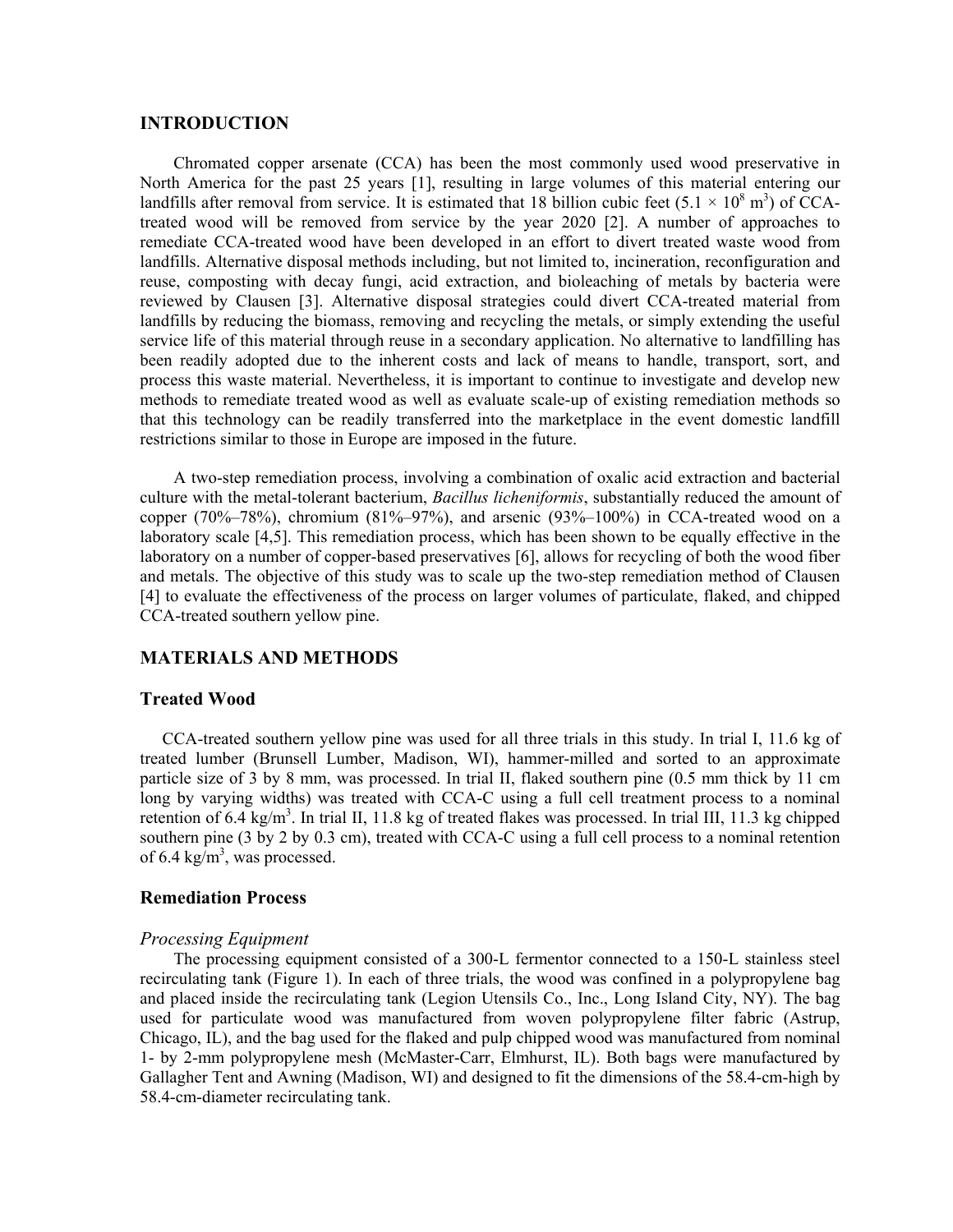## INTRODUCTION

Chromated copper arsenate (CCA) has been the most commonly used wood preservative in North America for the past 25 years [1], resulting in large volumes of this material entering our landfills after removal from service. It is estimated that 18 billion cubic feet ($5.1 \times 10^8$ m$^3$) of CCA-treated wood will be removed from service by the year 2020 [2]. A number of approaches to remediate CCA-treated wood have been developed in an effort to divert treated waste wood from landfills. Alternative disposal methods including, but not limited to, incineration, reconfiguration and reuse, composting with decay fungi, acid extraction, and bioleaching of metals by bacteria were reviewed by Clausen [3]. Alternative disposal strategies could divert CCA-treated material from landfills by reducing the biomass, removing and recycling the metals, or simply extending the useful service life of this material through reuse in a secondary application. No alternative to landfilling has been readily adopted due to the inherent costs and lack of means to handle, transport, sort, and process this waste material. Nevertheless, it is important to continue to investigate and develop new methods to remediate treated wood as well as evaluate scale-up of existing remediation methods so that this technology can be readily transferred into the marketplace in the event domestic landfill restrictions similar to those in Europe are imposed in the future.

A two-step remediation process, involving a combination of oxalic acid extraction and bacterial culture with the metal-tolerant bacterium, *Bacillus licheniformis*, substantially reduced the amount of copper (70%–78%), chromium (81%–97%), and arsenic (93%–100%) in CCA-treated wood on a laboratory scale [4,5]. This remediation process, which has been shown to be equally effective in the laboratory on a number of copper-based preservatives [6], allows for recycling of both the wood fiber and metals. The objective of this study was to scale up the two-step remediation method of Clausen [4] to evaluate the effectiveness of the process on larger volumes of particulate, flaked, and chipped CCA-treated southern yellow pine.

## MATERIALS AND METHODS

### Treated Wood

CCA-treated southern yellow pine was used for all three trials in this study. In trial I, 11.6 kg of treated lumber (Brunsell Lumber, Madison, WI), hammer-milled and sorted to an approximate particle size of 3 by 8 mm, was processed. In trial II, flaked southern pine (0.5 mm thick by 11 cm long by varying widths) was treated with CCA-C using a full cell treatment process to a nominal retention of 6.4 kg/m$^3$. In trial II, 11.8 kg of treated flakes was processed. In trial III, 11.3 kg chipped southern pine (3 by 2 by 0.3 cm), treated with CCA-C using a full cell process to a nominal retention of 6.4 kg/m$^3$, was processed.

### Remediation Process

#### *Processing Equipment*

The processing equipment consisted of a 300-L fermentor connected to a 150-L stainless steel recirculating tank (Figure 1). In each of three trials, the wood was confined in a polypropylene bag and placed inside the recirculating tank (Legion Utensils Co., Inc., Long Island City, NY). The bag used for particulate wood was manufactured from woven polypropylene filter fabric (Astrup, Chicago, IL), and the bag used for the flaked and pulp chipped wood was manufactured from nominal 1- by 2-mm polypropylene mesh (McMaster-Carr, Elmhurst, IL). Both bags were manufactured by Gallagher Tent and Awning (Madison, WI) and designed to fit the dimensions of the 58.4-cm-high by 58.4-cm-diameter recirculating tank.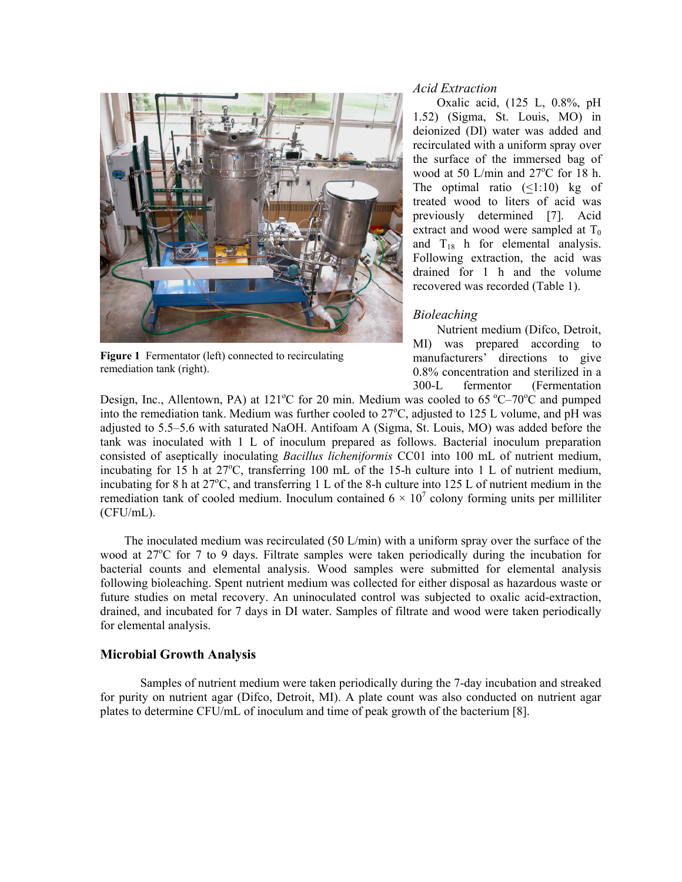Figure 1 Fermentator (left) connected to recirculating remediation tank (right).

*Acid Extraction*

Oxalic acid, (125 L, 0.8%, pH 1.52) (Sigma, St. Louis, MO) in deionized (DI) water was added and recirculated with a uniform spray over the surface of the immersed bag of wood at 50 L/min and 27°C for 18 h. The optimal ratio (≤1:10) kg of treated wood to liters of acid was previously determined [7]. Acid extract and wood were sampled at $T_0$ and $T_{18}$ h for elemental analysis. Following extraction, the acid was drained for 1 h and the volume recovered was recorded (Table 1).

*Bioleaching*

Nutrient medium (Difco, Detroit, MI) was prepared according to manufacturers' directions to give 0.8% concentration and sterilized in a 300-L fermentor (Fermentation Design, Inc., Allentown, PA) at 121°C for 20 min. Medium was cooled to 65 °C–70°C and pumped into the remediation tank. Medium was further cooled to 27°C, adjusted to 125 L volume, and pH was adjusted to 5.5–5.6 with saturated NaOH. Antifoam A (Sigma, St. Louis, MO) was added before the tank was inoculated with 1 L of inoculum prepared as follows. Bacterial inoculum preparation consisted of aseptically inoculating *Bacillus licheniformis* CC01 into 100 mL of nutrient medium, incubating for 15 h at 27°C, transferring 100 mL of the 15-h culture into 1 L of nutrient medium, incubating for 8 h at 27°C, and transferring 1 L of the 8-h culture into 125 L of nutrient medium in the remediation tank of cooled medium. Inoculum contained $6 \times 10^7$ colony forming units per milliliter (CFU/mL).

The inoculated medium was recirculated (50 L/min) with a uniform spray over the surface of the wood at 27°C for 7 to 9 days. Filtrate samples were taken periodically during the incubation for bacterial counts and elemental analysis. Wood samples were submitted for elemental analysis following bioleaching. Spent nutrient medium was collected for either disposal as hazardous waste or future studies on metal recovery. An uninoculated control was subjected to oxalic acid-extraction, drained, and incubated for 7 days in DI water. Samples of filtrate and wood were taken periodically for elemental analysis.

## Microbial Growth Analysis

Samples of nutrient medium were taken periodically during the 7-day incubation and streaked for purity on nutrient agar (Difco, Detroit, MI). A plate count was also conducted on nutrient agar plates to determine CFU/mL of inoculum and time of peak growth of the bacterium [8].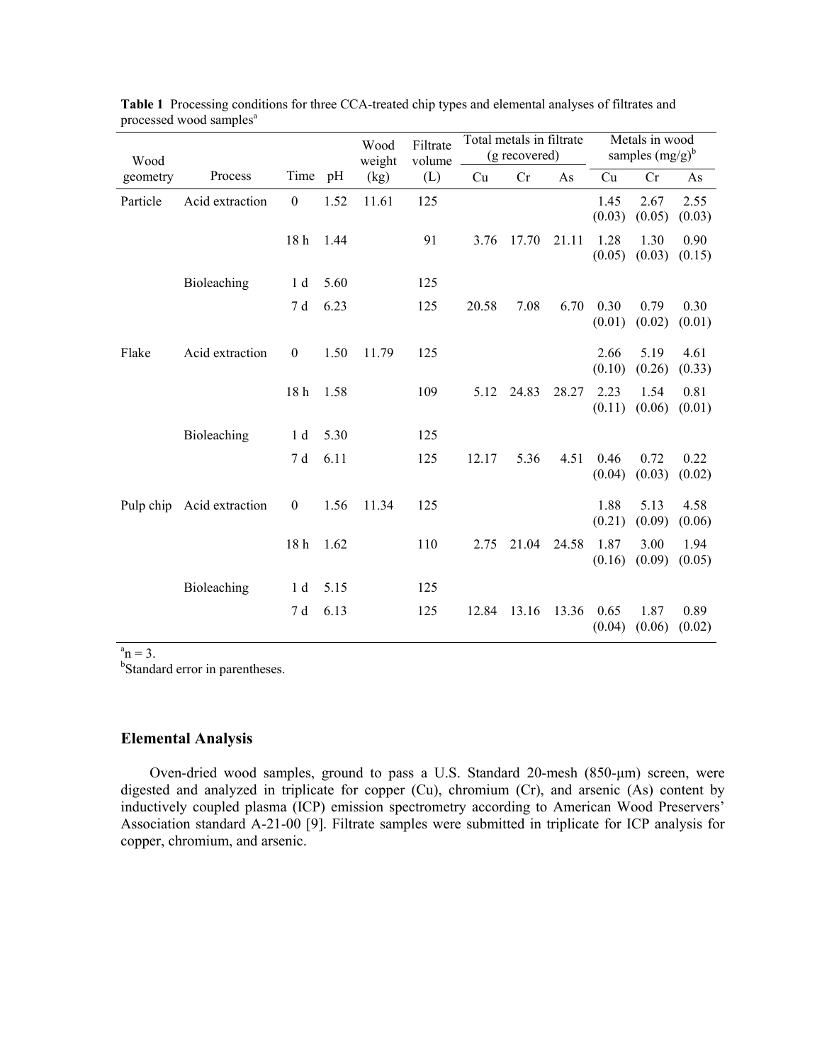**Table 1** Processing conditions for three CCA-treated chip types and elemental analyses of filtrates and processed wood samples[a]

| Wood geometry | Process | Time | pH | Wood weight (kg) | Filtrate volume (L) | Total metals in filtrate (g recovered) | | | Metals in wood samples (mg/g)[b] | | |
|---|---|---|---|---|---|---|---|---|---|---|---|
| | | | | | | Cu | Cr | As | Cu | Cr | As |
| Particle | Acid extraction | 0 | 1.52 | 11.61 | 125 | | | | 1.45 (0.03) | 2.67 (0.05) | 2.55 (0.03) |
| | | 18 h | 1.44 | | 91 | 3.76 | 17.70 | 21.11 | 1.28 (0.05) | 1.30 (0.03) | 0.90 (0.15) |
| | Bioleaching | 1 d | 5.60 | | 125 | | | | | | |
| | | 7 d | 6.23 | | 125 | 20.58 | 7.08 | 6.70 | 0.30 (0.01) | 0.79 (0.02) | 0.30 (0.01) |
| Flake | Acid extraction | 0 | 1.50 | 11.79 | 125 | | | | 2.66 (0.10) | 5.19 (0.26) | 4.61 (0.33) |
| | | 18 h | 1.58 | | 109 | 5.12 | 24.83 | 28.27 | 2.23 (0.11) | 1.54 (0.06) | 0.81 (0.01) |
| | Bioleaching | 1 d | 5.30 | | 125 | | | | | | |
| | | 7 d | 6.11 | | 125 | 12.17 | 5.36 | 4.51 | 0.46 (0.04) | 0.72 (0.03) | 0.22 (0.02) |
| Pulp chip | Acid extraction | 0 | 1.56 | 11.34 | 125 | | | | 1.88 (0.21) | 5.13 (0.09) | 4.58 (0.06) |
| | | 18 h | 1.62 | | 110 | 2.75 | 21.04 | 24.58 | 1.87 (0.16) | 3.00 (0.09) | 1.94 (0.05) |
| | Bioleaching | 1 d | 5.15 | | 125 | | | | | | |
| | | 7 d | 6.13 | | 125 | 12.84 | 13.16 | 13.36 | 0.65 (0.04) | 1.87 (0.06) | 0.89 (0.02) |

[a] $n = 3$.
[b] Standard error in parentheses.

## Elemental Analysis

Oven-dried wood samples, ground to pass a U.S. Standard 20-mesh (850-μm) screen, were digested and analyzed in triplicate for copper (Cu), chromium (Cr), and arsenic (As) content by inductively coupled plasma (ICP) emission spectrometry according to American Wood Preservers' Association standard A-21-00 [9]. Filtrate samples were submitted in triplicate for ICP analysis for copper, chromium, and arsenic.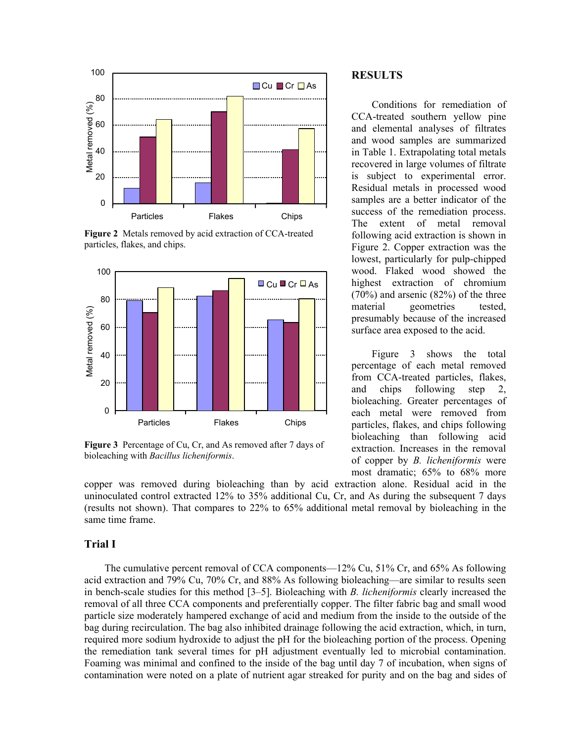Figure 2  Metals removed by acid extraction of CCA-treated particles, flakes, and chips.

Figure 3  Percentage of Cu, Cr, and As removed after 7 days of bioleaching with *Bacillus licheniformis*.

## RESULTS

Conditions for remediation of CCA-treated southern yellow pine and elemental analyses of filtrates and wood samples are summarized in Table 1. Extrapolating total metals recovered in large volumes of filtrate is subject to experimental error. Residual metals in processed wood samples are a better indicator of the success of the remediation process. The extent of metal removal following acid extraction is shown in Figure 2. Copper extraction was the lowest, particularly for pulp-chipped wood. Flaked wood showed the highest extraction of chromium (70%) and arsenic (82%) of the three material geometries tested, presumably because of the increased surface area exposed to the acid.

Figure 3 shows the total percentage of each metal removed from CCA-treated particles, flakes, and chips following step 2, bioleaching. Greater percentages of each metal were removed from particles, flakes, and chips following bioleaching than following acid extraction. Increases in the removal of copper by *B. licheniformis* were most dramatic; 65% to 68% more copper was removed during bioleaching than by acid extraction alone. Residual acid in the uninoculated control extracted 12% to 35% additional Cu, Cr, and As during the subsequent 7 days (results not shown). That compares to 22% to 65% additional metal removal by bioleaching in the same time frame.

### Trial I

The cumulative percent removal of CCA components—12% Cu, 51% Cr, and 65% As following acid extraction and 79% Cu, 70% Cr, and 88% As following bioleaching—are similar to results seen in bench-scale studies for this method [3–5]. Bioleaching with *B. licheniformis* clearly increased the removal of all three CCA components and preferentially copper. The filter fabric bag and small wood particle size moderately hampered exchange of acid and medium from the inside to the outside of the bag during recirculation. The bag also inhibited drainage following the acid extraction, which, in turn, required more sodium hydroxide to adjust the pH for the bioleaching portion of the process. Opening the remediation tank several times for pH adjustment eventually led to microbial contamination. Foaming was minimal and confined to the inside of the bag until day 7 of incubation, when signs of contamination were noted on a plate of nutrient agar streaked for purity and on the bag and sides of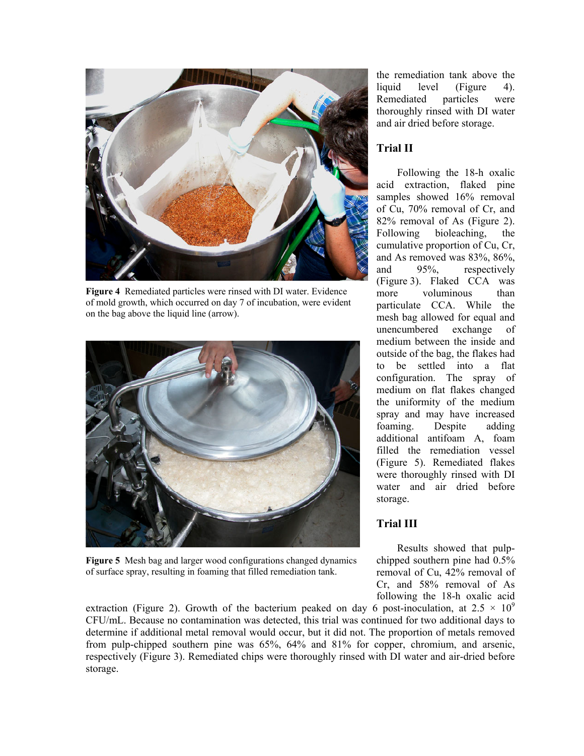Figure 4 Remediated particles were rinsed with DI water. Evidence of mold growth, which occurred on day 7 of incubation, were evident on the bag above the liquid line (arrow).

Figure 5 Mesh bag and larger wood configurations changed dynamics of surface spray, resulting in foaming that filled remediation tank.

the remediation tank above the liquid level (Figure 4). Remediated particles were thoroughly rinsed with DI water and air dried before storage.

## Trial II

Following the 18-h oxalic acid extraction, flaked pine samples showed 16% removal of Cu, 70% removal of Cr, and 82% removal of As (Figure 2). Following bioleaching, the cumulative proportion of Cu, Cr, and As removed was 83%, 86%, and 95%, respectively (Figure 3). Flaked CCA was more voluminous than particulate CCA. While the mesh bag allowed for equal and unencumbered exchange of medium between the inside and outside of the bag, the flakes had to be settled into a flat configuration. The spray of medium on flat flakes changed the uniformity of the medium spray and may have increased foaming. Despite adding additional antifoam A, foam filled the remediation vessel (Figure 5). Remediated flakes were thoroughly rinsed with DI water and air dried before storage.

## Trial III

Results showed that pulp-chipped southern pine had 0.5% removal of Cu, 42% removal of Cr, and 58% removal of As following the 18-h oxalic acid extraction (Figure 2). Growth of the bacterium peaked on day 6 post-inoculation, at $2.5 \times 10^9$ CFU/mL. Because no contamination was detected, this trial was continued for two additional days to determine if additional metal removal would occur, but it did not. The proportion of metals removed from pulp-chipped southern pine was 65%, 64% and 81% for copper, chromium, and arsenic, respectively (Figure 3). Remediated chips were thoroughly rinsed with DI water and air-dried before storage.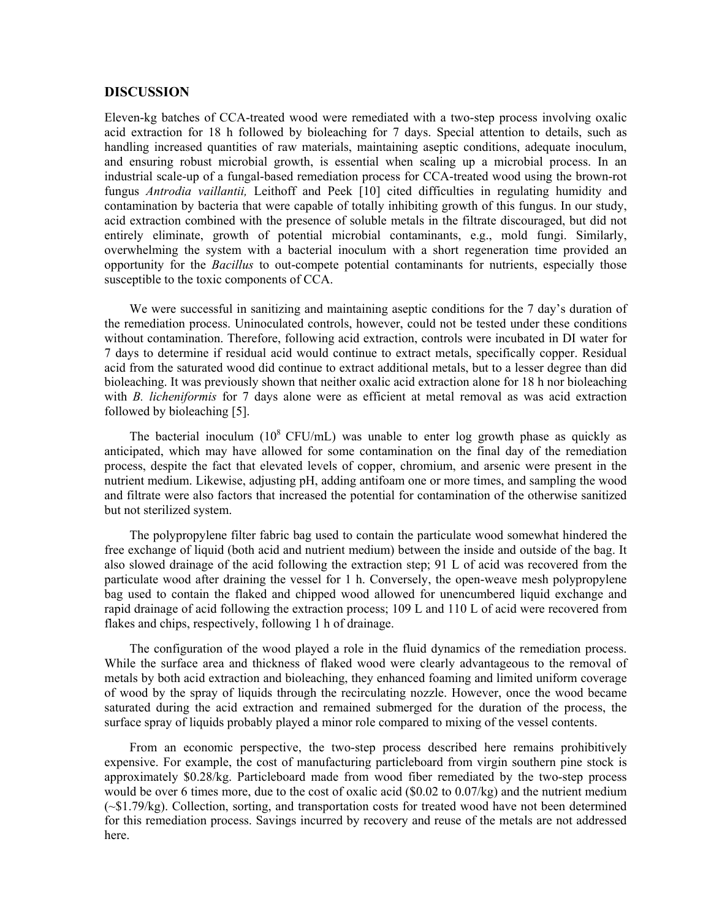## DISCUSSION

Eleven-kg batches of CCA-treated wood were remediated with a two-step process involving oxalic acid extraction for 18 h followed by bioleaching for 7 days. Special attention to details, such as handling increased quantities of raw materials, maintaining aseptic conditions, adequate inoculum, and ensuring robust microbial growth, is essential when scaling up a microbial process. In an industrial scale-up of a fungal-based remediation process for CCA-treated wood using the brown-rot fungus *Antrodia vaillantii,* Leithoff and Peek [10] cited difficulties in regulating humidity and contamination by bacteria that were capable of totally inhibiting growth of this fungus. In our study, acid extraction combined with the presence of soluble metals in the filtrate discouraged, but did not entirely eliminate, growth of potential microbial contaminants, e.g., mold fungi. Similarly, overwhelming the system with a bacterial inoculum with a short regeneration time provided an opportunity for the *Bacillus* to out-compete potential contaminants for nutrients, especially those susceptible to the toxic components of CCA.

We were successful in sanitizing and maintaining aseptic conditions for the 7 day's duration of the remediation process. Uninoculated controls, however, could not be tested under these conditions without contamination. Therefore, following acid extraction, controls were incubated in DI water for 7 days to determine if residual acid would continue to extract metals, specifically copper. Residual acid from the saturated wood did continue to extract additional metals, but to a lesser degree than did bioleaching. It was previously shown that neither oxalic acid extraction alone for 18 h nor bioleaching with *B. licheniformis* for 7 days alone were as efficient at metal removal as was acid extraction followed by bioleaching [5].

The bacterial inoculum ($10^8$ CFU/mL) was unable to enter log growth phase as quickly as anticipated, which may have allowed for some contamination on the final day of the remediation process, despite the fact that elevated levels of copper, chromium, and arsenic were present in the nutrient medium. Likewise, adjusting pH, adding antifoam one or more times, and sampling the wood and filtrate were also factors that increased the potential for contamination of the otherwise sanitized but not sterilized system.

The polypropylene filter fabric bag used to contain the particulate wood somewhat hindered the free exchange of liquid (both acid and nutrient medium) between the inside and outside of the bag. It also slowed drainage of the acid following the extraction step; 91 L of acid was recovered from the particulate wood after draining the vessel for 1 h. Conversely, the open-weave mesh polypropylene bag used to contain the flaked and chipped wood allowed for unencumbered liquid exchange and rapid drainage of acid following the extraction process; 109 L and 110 L of acid were recovered from flakes and chips, respectively, following 1 h of drainage.

The configuration of the wood played a role in the fluid dynamics of the remediation process. While the surface area and thickness of flaked wood were clearly advantageous to the removal of metals by both acid extraction and bioleaching, they enhanced foaming and limited uniform coverage of wood by the spray of liquids through the recirculating nozzle. However, once the wood became saturated during the acid extraction and remained submerged for the duration of the process, the surface spray of liquids probably played a minor role compared to mixing of the vessel contents.

From an economic perspective, the two-step process described here remains prohibitively expensive. For example, the cost of manufacturing particleboard from virgin southern pine stock is approximately \$0.28/kg. Particleboard made from wood fiber remediated by the two-step process would be over 6 times more, due to the cost of oxalic acid (\$0.02 to 0.07/kg) and the nutrient medium (~\$1.79/kg). Collection, sorting, and transportation costs for treated wood have not been determined for this remediation process. Savings incurred by recovery and reuse of the metals are not addressed here.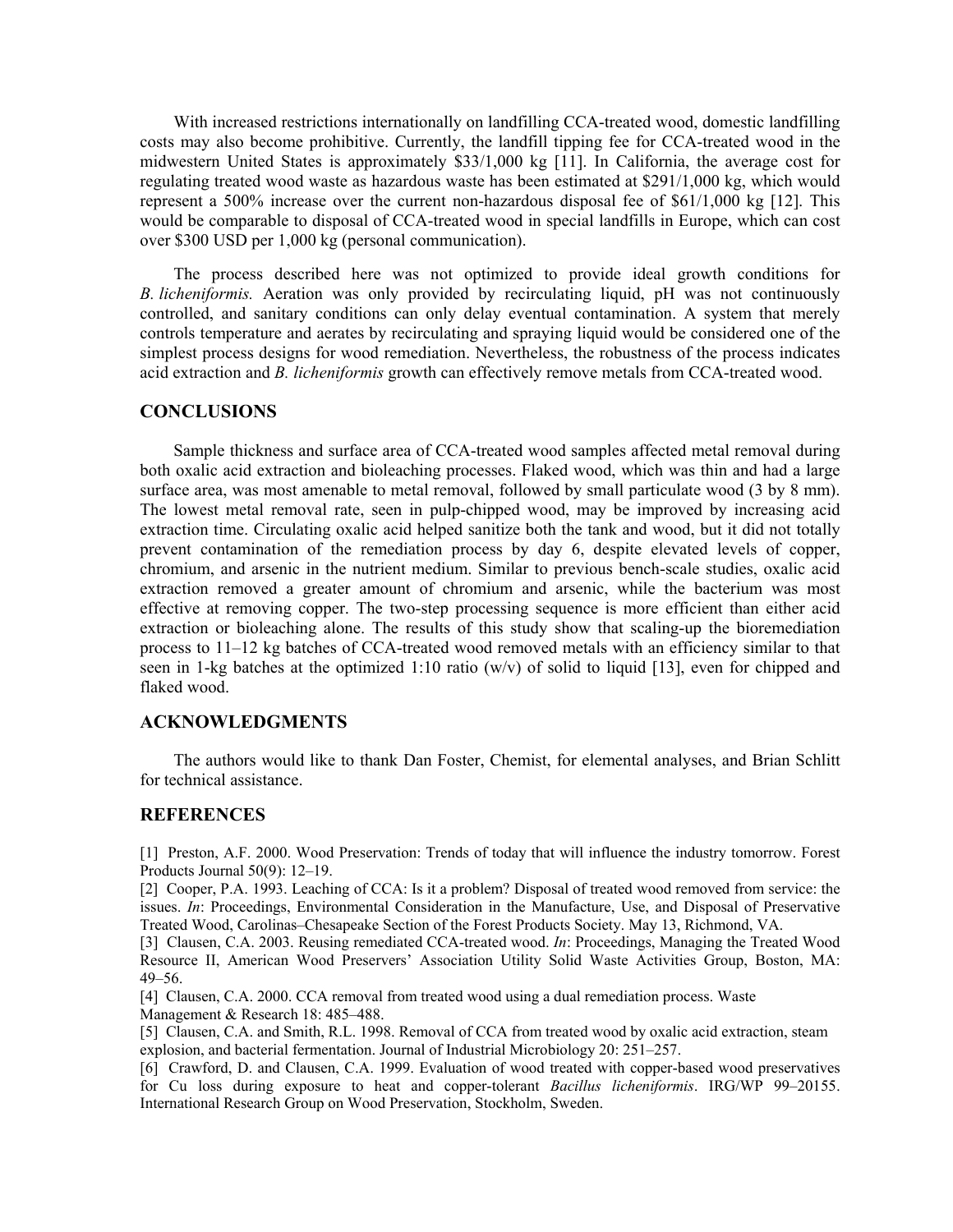With increased restrictions internationally on landfilling CCA-treated wood, domestic landfilling costs may also become prohibitive. Currently, the landfill tipping fee for CCA-treated wood in the midwestern United States is approximately $33/1,000 kg [11]. In California, the average cost for regulating treated wood waste as hazardous waste has been estimated at $291/1,000 kg, which would represent a 500% increase over the current non-hazardous disposal fee of $61/1,000 kg [12]. This would be comparable to disposal of CCA-treated wood in special landfills in Europe, which can cost over $300 USD per 1,000 kg (personal communication).

The process described here was not optimized to provide ideal growth conditions for *B. licheniformis.* Aeration was only provided by recirculating liquid, pH was not continuously controlled, and sanitary conditions can only delay eventual contamination. A system that merely controls temperature and aerates by recirculating and spraying liquid would be considered one of the simplest process designs for wood remediation. Nevertheless, the robustness of the process indicates acid extraction and *B. licheniformis* growth can effectively remove metals from CCA-treated wood.

## CONCLUSIONS

Sample thickness and surface area of CCA-treated wood samples affected metal removal during both oxalic acid extraction and bioleaching processes. Flaked wood, which was thin and had a large surface area, was most amenable to metal removal, followed by small particulate wood (3 by 8 mm). The lowest metal removal rate, seen in pulp-chipped wood, may be improved by increasing acid extraction time. Circulating oxalic acid helped sanitize both the tank and wood, but it did not totally prevent contamination of the remediation process by day 6, despite elevated levels of copper, chromium, and arsenic in the nutrient medium. Similar to previous bench-scale studies, oxalic acid extraction removed a greater amount of chromium and arsenic, while the bacterium was most effective at removing copper. The two-step processing sequence is more efficient than either acid extraction or bioleaching alone. The results of this study show that scaling-up the bioremediation process to 11–12 kg batches of CCA-treated wood removed metals with an efficiency similar to that seen in 1-kg batches at the optimized 1:10 ratio (w/v) of solid to liquid [13], even for chipped and flaked wood.

## ACKNOWLEDGMENTS

The authors would like to thank Dan Foster, Chemist, for elemental analyses, and Brian Schlitt for technical assistance.

## REFERENCES

[1] Preston, A.F. 2000. Wood Preservation: Trends of today that will influence the industry tomorrow. Forest Products Journal 50(9): 12–19.

[2] Cooper, P.A. 1993. Leaching of CCA: Is it a problem? Disposal of treated wood removed from service: the issues. *In*: Proceedings, Environmental Consideration in the Manufacture, Use, and Disposal of Preservative Treated Wood, Carolinas–Chesapeake Section of the Forest Products Society. May 13, Richmond, VA.

[3] Clausen, C.A. 2003. Reusing remediated CCA-treated wood. *In*: Proceedings, Managing the Treated Wood Resource II, American Wood Preservers' Association Utility Solid Waste Activities Group, Boston, MA: 49–56.

[4] Clausen, C.A. 2000. CCA removal from treated wood using a dual remediation process. Waste Management & Research 18: 485–488.

[5] Clausen, C.A. and Smith, R.L. 1998. Removal of CCA from treated wood by oxalic acid extraction, steam explosion, and bacterial fermentation. Journal of Industrial Microbiology 20: 251–257.

[6] Crawford, D. and Clausen, C.A. 1999. Evaluation of wood treated with copper-based wood preservatives for Cu loss during exposure to heat and copper-tolerant *Bacillus licheniformis*. IRG/WP 99–20155. International Research Group on Wood Preservation, Stockholm, Sweden.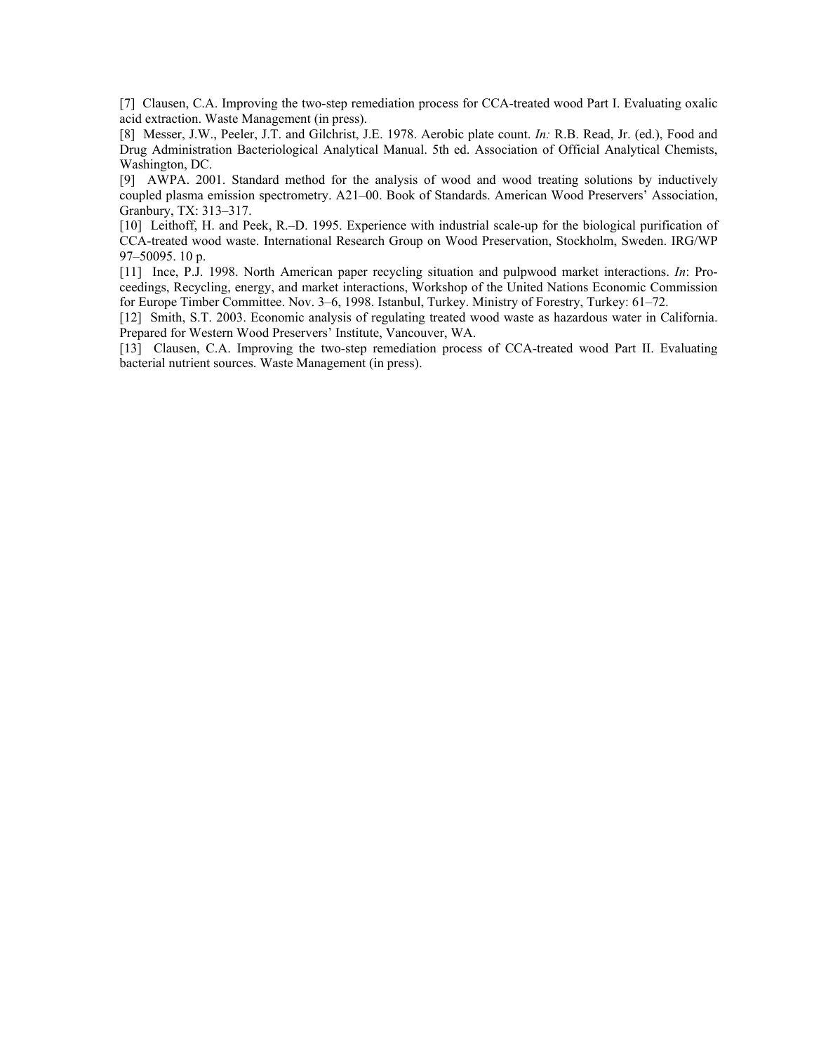[7] Clausen, C.A. Improving the two-step remediation process for CCA-treated wood Part I. Evaluating oxalic acid extraction. Waste Management (in press).

[8] Messer, J.W., Peeler, J.T. and Gilchrist, J.E. 1978. Aerobic plate count. *In:* R.B. Read, Jr. (ed.), Food and Drug Administration Bacteriological Analytical Manual. 5th ed. Association of Official Analytical Chemists, Washington, DC.

[9] AWPA. 2001. Standard method for the analysis of wood and wood treating solutions by inductively coupled plasma emission spectrometry. A21–00. Book of Standards. American Wood Preservers' Association, Granbury, TX: 313–317.

[10] Leithoff, H. and Peek, R.–D. 1995. Experience with industrial scale-up for the biological purification of CCA-treated wood waste. International Research Group on Wood Preservation, Stockholm, Sweden. IRG/WP 97–50095. 10 p.

[11] Ince, P.J. 1998. North American paper recycling situation and pulpwood market interactions. *In*: Proceedings, Recycling, energy, and market interactions, Workshop of the United Nations Economic Commission for Europe Timber Committee. Nov. 3–6, 1998. Istanbul, Turkey. Ministry of Forestry, Turkey: 61–72.

[12] Smith, S.T. 2003. Economic analysis of regulating treated wood waste as hazardous water in California. Prepared for Western Wood Preservers' Institute, Vancouver, WA.

[13] Clausen, C.A. Improving the two-step remediation process of CCA-treated wood Part II. Evaluating bacterial nutrient sources. Waste Management (in press).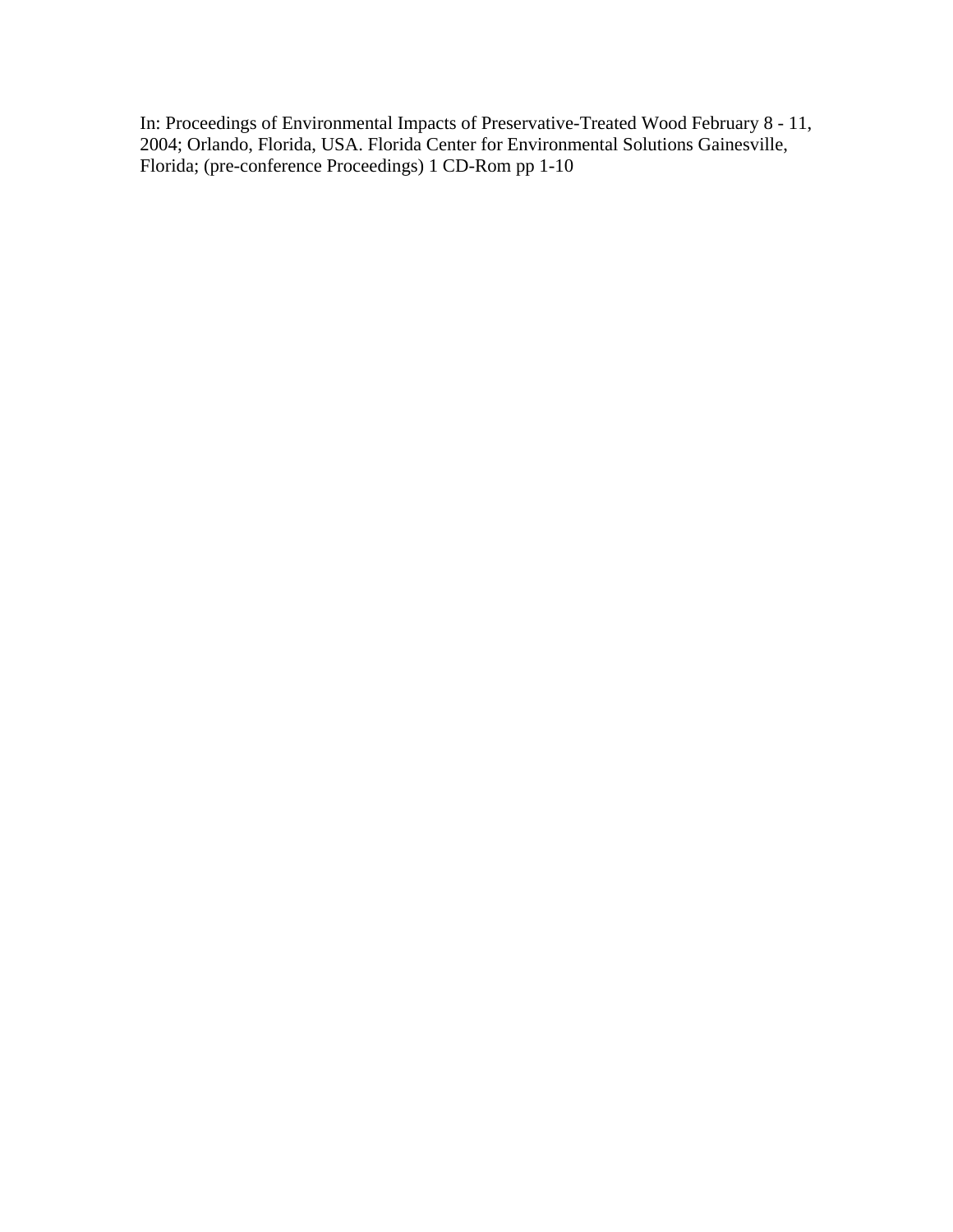In: Proceedings of Environmental Impacts of Preservative-Treated Wood February 8 - 11, 2004; Orlando, Florida, USA. Florida Center for Environmental Solutions Gainesville, Florida; (pre-conference Proceedings) 1 CD-Rom pp 1-10